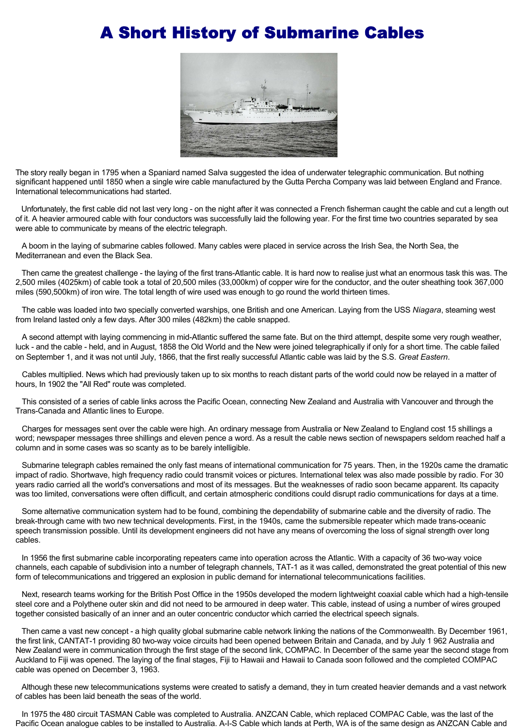# A Short History of Submarine Cables

The story really began in 1795 when a Spaniard named Salva suggested the idea of underwater telegraphic communication. But nothing significant happened until 1850 when a single wire cable manufactured by the Gutta Percha Company was laid between England and France. International telecommunications had started.

Unfortunately, the first cable did not last very long - on the night after it was connected a French fisherman caught the cable and cut a length out of it. A heavier armoured cable with four conductors was successfully laid the following year. For the first time two countries separated by sea were able to communicate by means of the electric telegraph.

A boom in the laying of submarine cables followed. Many cables were placed in service across the Irish Sea, the North Sea, the Mediterranean and even the Black Sea.

Then came the greatest challenge - the laying of the first trans-Atlantic cable. It is hard now to realise just what an enormous task this was. The 2,500 miles (4025km) of cable took a total of 20,500 miles (33,000km) of copper wire for the conductor, and the outer sheathing took 367,000 miles (590,500km) of iron wire. The total length of wire used was enough to go round the world thirteen times.

The cable was loaded into two specially converted warships, one British and one American. Laying from the USS *Niagara*, steaming west from Ireland lasted only a few days. After 300 miles (482km) the cable snapped.

A second attempt with laying commencing in mid-Atlantic suffered the same fate. But on the third attempt, despite some very rough weather, luck - and the cable - held, and in August, 1858 the Old World and the New were joined telegraphically if only for a short time. The cable failed on September 1, and it was not until July, 1866, that the first really successful Atlantic cable was laid by the S.S. *Great Eastern*.

Cables multiplied. News which had previously taken up to six months to reach distant parts of the world could now be relayed in a matter of hours, In 1902 the "All Red" route was completed.

This consisted of a series of cable links across the Pacific Ocean, connecting New Zealand and Australia with Vancouver and through the Trans-Canada and Atlantic lines to Europe.

Charges for messages sent over the cable were high. An ordinary message from Australia or New Zealand to England cost 15 shillings a word; newspaper messages three shillings and eleven pence a word. As a result the cable news section of newspapers seldom reached half a column and in some cases was so scanty as to be barely intelligible.

Submarine telegraph cables remained the only fast means of international communication for 75 years. Then, in the 1920s came the dramatic impact of radio. Shortwave, high frequency radio could transmit voices or pictures. International telex was also made possible by radio. For 30 years radio carried all the world's conversations and most of its messages. But the weaknesses of radio soon became apparent. Its capacity was too limited, conversations were often difficult, and certain atmospheric conditions could disrupt radio communications for days at a time.

Some alternative communication system had to be found, combining the dependability of submarine cable and the diversity of radio. The break-through came with two new technical developments. First, in the 1940s, came the submersible repeater which made trans-oceanic speech transmission possible. Until its development engineers did not have any means of overcoming the loss of signal strength over long cables.

In 1956 the first submarine cable incorporating repeaters came into operation across the Atlantic. With a capacity of 36 two-way voice channels, each capable of subdivision into a number of telegraph channels, TAT-1 as it was called, demonstrated the great potential of this new form of telecommunications and triggered an explosion in public demand for international telecommunications facilities.

Next, research teams working for the British Post Office in the 1950s developed the modern lightweight coaxial cable which had a high-tensile steel core and a Polythene outer skin and did not need to be armoured in deep water. This cable, instead of using a number of wires grouped together consisted basically of an inner and an outer concentric conductor which carried the electrical speech signals.

Then came a vast new concept - a high quality global submarine cable network linking the nations of the Commonwealth. By December 1961, the first link, CANTAT-1 providing 80 two-way voice circuits had been opened between Britain and Canada, and by July 1 962 Australia and New Zealand were in communication through the first stage of the second link, COMPAC. In December of the same year the second stage from Auckland to Fiji was opened. The laying of the final stages, Fiji to Hawaii and Hawaii to Canada soon followed and the completed COMPAC cable was opened on December 3, 1963.

Although these new telecommunications systems were created to satisfy a demand, they in turn created heavier demands and a vast network of cables has been laid beneath the seas of the world.

In 1975 the 480 circuit TASMAN Cable was completed to Australia. ANZCAN Cable, which replaced COMPAC Cable, was the last of the Pacific Ocean analogue cables to be installed to Australia. A-I-S Cable which lands at Perth, WA is of the same design as ANZCAN Cable and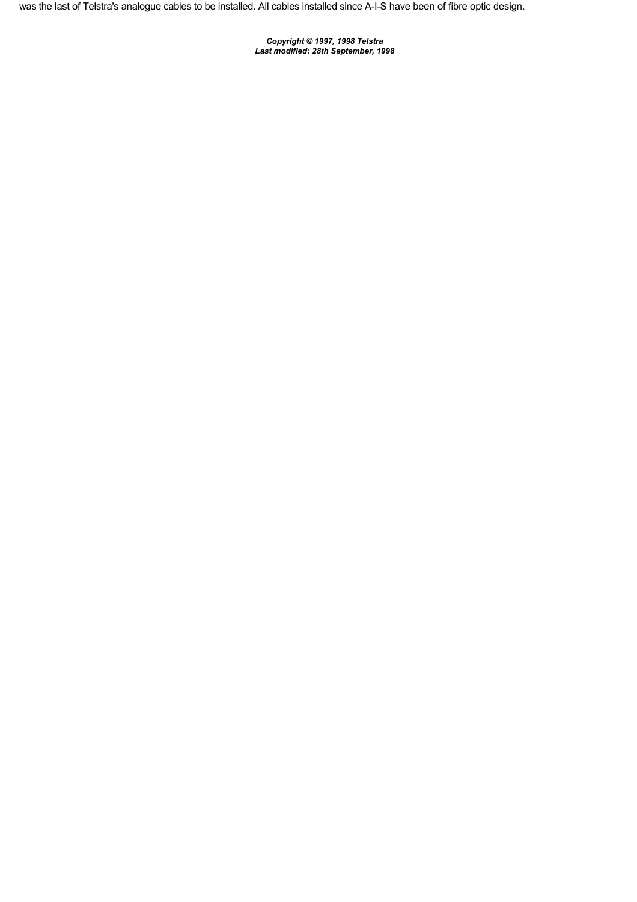was the last of Telstra's analogue cables to be installed. All cables installed since A-I-S have been of fibre optic design.

***Copyright © 1997, 1998 Telstra***
***Last modified: 28th September, 1998***